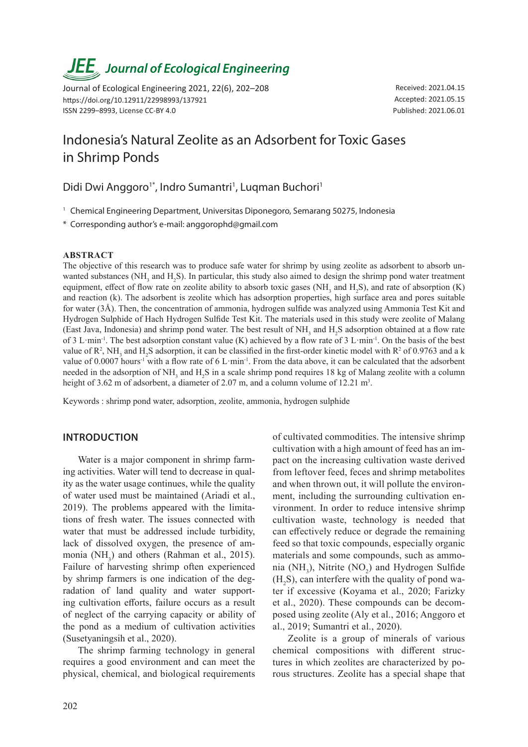# Indonesia's Natural Zeolite as an Adsorbent for Toxic Gases in Shrimp Ponds

Didi Dwi Anggoro[1*], Indro Sumantri[1], Luqman Buchori[1]

[1] Chemical Engineering Department, Universitas Diponegoro, Semarang 50275, Indonesia

* Corresponding author's e-mail: anggorophd@gmail.com

Received: 2021.04.15
Accepted: 2021.05.15
Published: 2021.06.01

https://doi.org/10.12911/22998993/137921
ISSN 2299–8993, License CC-BY 4.0

## ABSTRACT

The objective of this research was to produce safe water for shrimp by using zeolite as adsorbent to absorb unwanted substances ($NH_3$ and $H_2S$). In particular, this study also aimed to design the shrimp pond water treatment equipment, effect of flow rate on zeolite ability to absorb toxic gases ($NH_3$ and $H_2S$), and rate of absorption (K) and reaction (k). The adsorbent is zeolite which has adsorption properties, high surface area and pores suitable for water (3Å). Then, the concentration of ammonia, hydrogen sulfide was analyzed using Ammonia Test Kit and Hydrogen Sulphide of Hach Hydrogen Sulfide Test Kit. The materials used in this study were zeolite of Malang (East Java, Indonesia) and shrimp pond water. The best result of $NH_3$ and $H_2S$ adsorption obtained at a flow rate of 3 $L \cdot min^{-1}$. The best adsorption constant value (K) achieved by a flow rate of 3 $L \cdot min^{-1}$. On the basis of the best value of $R^2$, $NH_3$ and $H_2S$ adsorption, it can be classified in the first-order kinetic model with $R^2$ of 0.9763 and a k value of 0.0007 $hours^{-1}$ with a flow rate of 6 $L \cdot min^{-1}$. From the data above, it can be calculated that the adsorbent needed in the adsorption of $NH_3$ and $H_2S$ in a scale shrimp pond requires 18 kg of Malang zeolite with a column height of 3.62 m of adsorbent, a diameter of 2.07 m, and a column volume of 12.21 $m^3$.

Keywords : shrimp pond water, adsorption, zeolite, ammonia, hydrogen sulphide

## INTRODUCTION

Water is a major component in shrimp farming activities. Water will tend to decrease in quality as the water usage continues, while the quality of water used must be maintained (Ariadi et al., 2019). The problems appeared with the limitations of fresh water. The issues connected with water that must be addressed include turbidity, lack of dissolved oxygen, the presence of ammonia ($NH_3$) and others (Rahman et al., 2015). Failure of harvesting shrimp often experienced by shrimp farmers is one indication of the degradation of land quality and water supporting cultivation efforts, failure occurs as a result of neglect of the carrying capacity or ability of the pond as a medium of cultivation activities (Susetyaningsih et al., 2020).

The shrimp farming technology in general requires a good environment and can meet the physical, chemical, and biological requirements of cultivated commodities. The intensive shrimp cultivation with a high amount of feed has an impact on the increasing cultivation waste derived from leftover feed, feces and shrimp metabolites and when thrown out, it will pollute the environment, including the surrounding cultivation environment. In order to reduce intensive shrimp cultivation waste, technology is needed that can effectively reduce or degrade the remaining feed so that toxic compounds, especially organic materials and some compounds, such as ammonia ($NH_3$), Nitrite ($NO_2$) and Hydrogen Sulfide ($H_2S$), can interfere with the quality of pond water if excessive (Koyama et al., 2020; Farizky et al., 2020). These compounds can be decomposed using zeolite (Aly et al., 2016; Anggoro et al., 2019; Sumantri et al., 2020).

Zeolite is a group of minerals of various chemical compositions with different structures in which zeolites are characterized by porous structures. Zeolite has a special shape that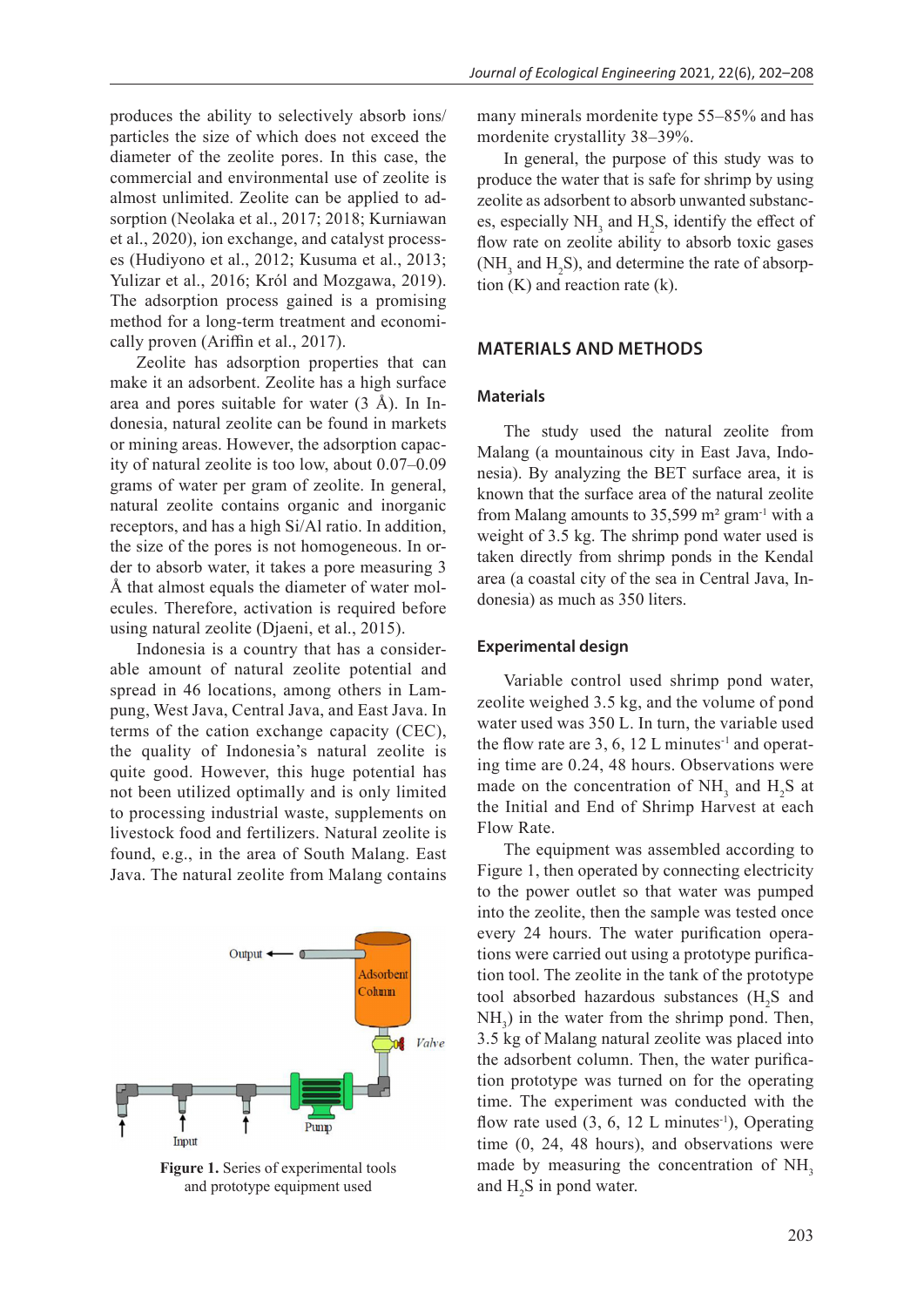produces the ability to selectively absorb ions/particles the size of which does not exceed the diameter of the zeolite pores. In this case, the commercial and environmental use of zeolite is almost unlimited. Zeolite can be applied to adsorption (Neolaka et al., 2017; 2018; Kurniawan et al., 2020), ion exchange, and catalyst processes (Hudiyono et al., 2012; Kusuma et al., 2013; Yulizar et al., 2016; Król and Mozgawa, 2019). The adsorption process gained is a promising method for a long-term treatment and economically proven (Ariffin et al., 2017).

Zeolite has adsorption properties that can make it an adsorbent. Zeolite has a high surface area and pores suitable for water (3 Å). In Indonesia, natural zeolite can be found in markets or mining areas. However, the adsorption capacity of natural zeolite is too low, about 0.07–0.09 grams of water per gram of zeolite. In general, natural zeolite contains organic and inorganic receptors, and has a high Si/Al ratio. In addition, the size of the pores is not homogeneous. In order to absorb water, it takes a pore measuring 3 Å that almost equals the diameter of water molecules. Therefore, activation is required before using natural zeolite (Djaeni, et al., 2015).

Indonesia is a country that has a considerable amount of natural zeolite potential and spread in 46 locations, among others in Lampung, West Java, Central Java, and East Java. In terms of the cation exchange capacity (CEC), the quality of Indonesia's natural zeolite is quite good. However, this huge potential has not been utilized optimally and is only limited to processing industrial waste, supplements on livestock food and fertilizers. Natural zeolite is found, e.g., in the area of South Malang. East Java. The natural zeolite from Malang contains many minerals mordenite type 55–85% and has mordenite crystallity 38–39%.

**Figure 1.** Series of experimental tools and prototype equipment used

In general, the purpose of this study was to produce the water that is safe for shrimp by using zeolite as adsorbent to absorb unwanted substances, especially $NH_3$ and $H_2S$, identify the effect of flow rate on zeolite ability to absorb toxic gases ($NH_3$ and $H_2S$), and determine the rate of absorption (K) and reaction rate (k).

## MATERIALS AND METHODS

### Materials

The study used the natural zeolite from Malang (a mountainous city in East Java, Indonesia). By analyzing the BET surface area, it is known that the surface area of the natural zeolite from Malang amounts to 35,599 $m^2$ $gram^{-1}$ with a weight of 3.5 kg. The shrimp pond water used is taken directly from shrimp ponds in the Kendal area (a coastal city of the sea in Central Java, Indonesia) as much as 350 liters.

### Experimental design

Variable control used shrimp pond water, zeolite weighed 3.5 kg, and the volume of pond water used was 350 L. In turn, the variable used the flow rate are 3, 6, 12 L $minutes^{-1}$ and operating time are 0.24, 48 hours. Observations were made on the concentration of $NH_3$ and $H_2S$ at the Initial and End of Shrimp Harvest at each Flow Rate.

The equipment was assembled according to Figure 1, then operated by connecting electricity to the power outlet so that water was pumped into the zeolite, then the sample was tested once every 24 hours. The water purification operations were carried out using a prototype purification tool. The zeolite in the tank of the prototype tool absorbed hazardous substances ($H_2S$ and $NH_3$) in the water from the shrimp pond. Then, 3.5 kg of Malang natural zeolite was placed into the adsorbent column. Then, the water purification prototype was turned on for the operating time. The experiment was conducted with the flow rate used (3, 6, 12 L $minutes^{-1}$), Operating time (0, 24, 48 hours), and observations were made by measuring the concentration of $NH_3$ and $H_2S$ in pond water.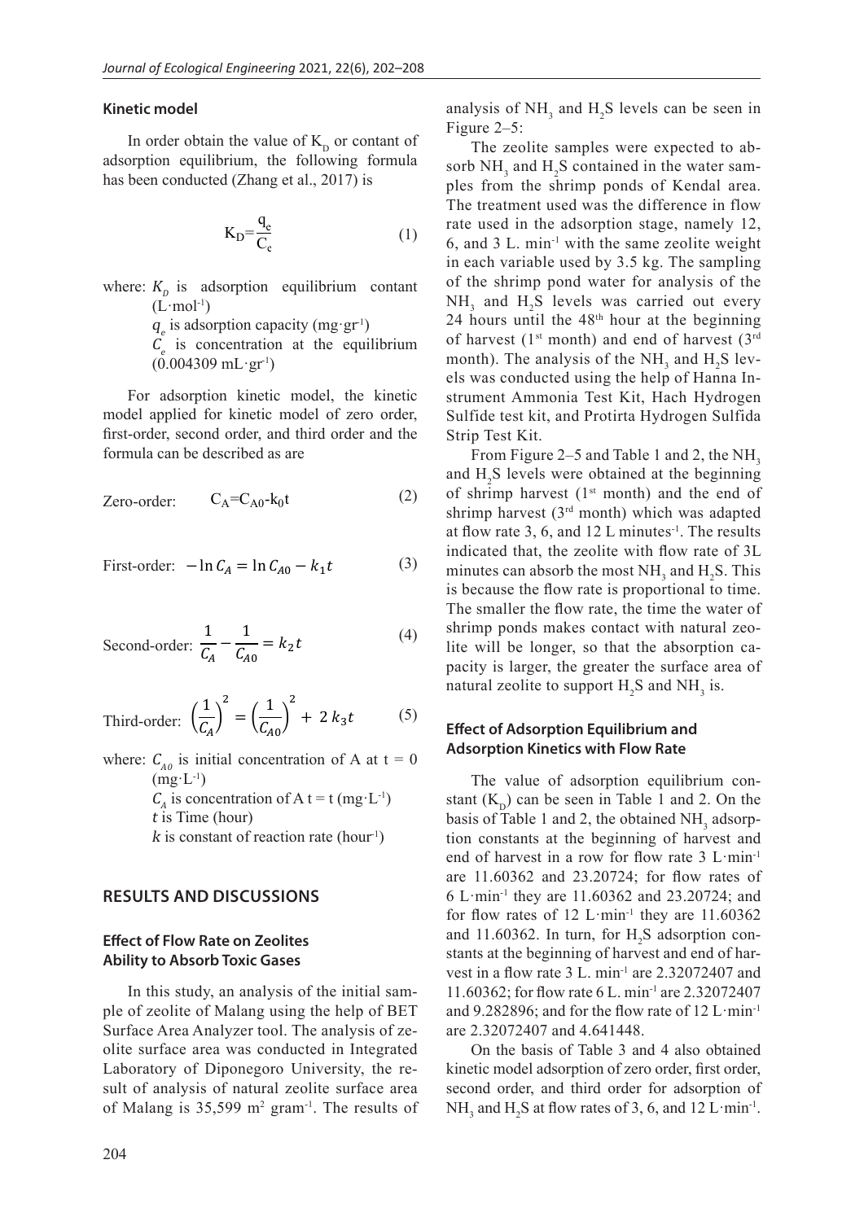### Kinetic model

In order obtain the value of $K_D$ or contant of adsorption equilibrium, the following formula has been conducted (Zhang et al., 2017) is

$$K_D = \frac{q_e}{C_e} \tag{1}$$

where: $K_D$ is adsorption equilibrium contant ($L \cdot mol^{-1}$)
$q_e$ is adsorption capacity ($mg \cdot gr^{-1}$)
$C_e$ is concentration at the equilibrium ($0.004309\ mL \cdot gr^{-1}$)

For adsorption kinetic model, the kinetic model applied for kinetic model of zero order, first-order, second order, and third order and the formula can be described as are

$$\text{Zero-order:} \quad C_A = C_{A0} - k_0 t \tag{2}$$

$$\text{First-order:} \quad -\ln C_A = \ln C_{A0} - k_1 t \tag{3}$$

$$\text{Second-order:} \quad \frac{1}{C_A} - \frac{1}{C_{A0}} = k_2 t \tag{4}$$

$$\text{Third-order:} \quad \left(\frac{1}{C_A}\right)^2 = \left(\frac{1}{C_{A0}}\right)^2 + 2\,k_3 t \tag{5}$$

where: $C_{A0}$ is initial concentration of A at t = 0 ($mg \cdot L^{-1}$)
$C_A$ is concentration of A t = t ($mg \cdot L^{-1}$)
$t$ is Time (hour)
$k$ is constant of reaction rate ($hour^{-1}$)

## RESULTS AND DISCUSSIONS

### Effect of Flow Rate on Zeolites Ability to Absorb Toxic Gases

In this study, an analysis of the initial sample of zeolite of Malang using the help of BET Surface Area Analyzer tool. The analysis of zeolite surface area was conducted in Integrated Laboratory of Diponegoro University, the result of analysis of natural zeolite surface area of Malang is 35,599 $m^2\ gram^{-1}$. The results of analysis of $NH_3$ and $H_2S$ levels can be seen in Figure 2–5:

The zeolite samples were expected to absorb $NH_3$ and $H_2S$ contained in the water samples from the shrimp ponds of Kendal area. The treatment used was the difference in flow rate used in the adsorption stage, namely 12, 6, and 3 $L.\ min^{-1}$ with the same zeolite weight in each variable used by 3.5 kg. The sampling of the shrimp pond water for analysis of the $NH_3$ and $H_2S$ levels was carried out every 24 hours until the 48th hour at the beginning of harvest (1st month) and end of harvest (3rd month). The analysis of the $NH_3$ and $H_2S$ levels was conducted using the help of Hanna Instrument Ammonia Test Kit, Hach Hydrogen Sulfide test kit, and Protirta Hydrogen Sulfida Strip Test Kit.

From Figure 2–5 and Table 1 and 2, the $NH_3$ and $H_2S$ levels were obtained at the beginning of shrimp harvest (1st month) and the end of shrimp harvest (3rd month) which was adapted at flow rate 3, 6, and 12 L minutes$^{-1}$. The results indicated that, the zeolite with flow rate of 3L minutes can absorb the most $NH_3$ and $H_2S$. This is because the flow rate is proportional to time. The smaller the flow rate, the time the water of shrimp ponds makes contact with natural zeolite will be longer, so that the absorption capacity is larger, the greater the surface area of natural zeolite to support $H_2S$ and $NH_3$ is.

### Effect of Adsorption Equilibrium and Adsorption Kinetics with Flow Rate

The value of adsorption equilibrium constant ($K_D$) can be seen in Table 1 and 2. On the basis of Table 1 and 2, the obtained $NH_3$ adsorption constants at the beginning of harvest and end of harvest in a row for flow rate 3 $L \cdot min^{-1}$ are 11.60362 and 23.20724; for flow rates of 6 $L \cdot min^{-1}$ they are 11.60362 and 23.20724; and for flow rates of 12 $L \cdot min^{-1}$ they are 11.60362 and 11.60362. In turn, for $H_2S$ adsorption constants at the beginning of harvest and end of harvest in a flow rate 3 $L.\ min^{-1}$ are 2.32072407 and 11.60362; for flow rate 6 $L.\ min^{-1}$ are 2.32072407 and 9.282896; and for the flow rate of 12 $L \cdot min^{-1}$ are 2.32072407 and 4.641448.

On the basis of Table 3 and 4 also obtained kinetic model adsorption of zero order, first order, second order, and third order for adsorption of $NH_3$ and $H_2S$ at flow rates of 3, 6, and 12 $L \cdot min^{-1}$.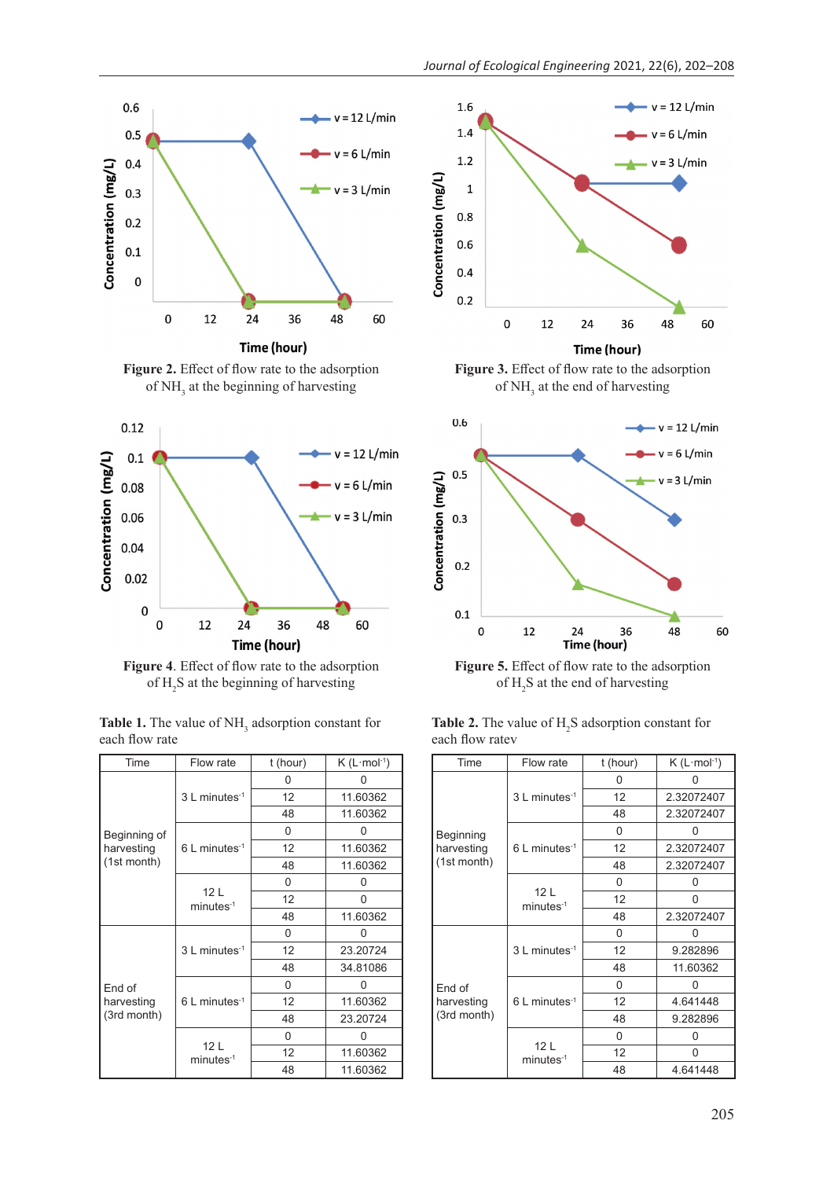Figure 2. Effect of flow rate to the adsorption of $NH_3$ at the beginning of harvesting

Figure 3. Effect of flow rate to the adsorption of $NH_3$ at the end of harvesting

Figure 4. Effect of flow rate to the adsorption of $H_2S$ at the beginning of harvesting

Figure 5. Effect of flow rate to the adsorption of $H_2S$ at the end of harvesting

**Table 1.** The value of $NH_3$ adsorption constant for each flow rate

| Time | Flow rate | t (hour) | K ($L \cdot mol^{-1}$) |
|---|---|---|---|
| Beginning of harvesting (1st month) | 3 L minutes$^{-1}$ | 0 | 0 |
| | | 12 | 11.60362 |
| | | 48 | 11.60362 |
| | 6 L minutes$^{-1}$ | 0 | 0 |
| | | 12 | 11.60362 |
| | | 48 | 11.60362 |
| | 12 L minutes$^{-1}$ | 0 | 0 |
| | | 12 | 0 |
| | | 48 | 11.60362 |
| End of harvesting (3rd month) | 3 L minutes$^{-1}$ | 0 | 0 |
| | | 12 | 23.20724 |
| | | 48 | 34.81086 |
| | 6 L minutes$^{-1}$ | 0 | 0 |
| | | 12 | 11.60362 |
| | | 48 | 23.20724 |
| | 12 L minutes$^{-1}$ | 0 | 0 |
| | | 12 | 11.60362 |
| | | 48 | 11.60362 |

**Table 2.** The value of $H_2S$ adsorption constant for each flow ratev

| Time | Flow rate | t (hour) | K ($L \cdot mol^{-1}$) |
|---|---|---|---|
| Beginning harvesting (1st month) | 3 L minutes$^{-1}$ | 0 | 0 |
| | | 12 | 2.32072407 |
| | | 48 | 2.32072407 |
| | 6 L minutes$^{-1}$ | 0 | 0 |
| | | 12 | 2.32072407 |
| | | 48 | 2.32072407 |
| | 12 L minutes$^{-1}$ | 0 | 0 |
| | | 12 | 0 |
| | | 48 | 2.32072407 |
| End of harvesting (3rd month) | 3 L minutes$^{-1}$ | 0 | 0 |
| | | 12 | 9.282896 |
| | | 48 | 11.60362 |
| | 6 L minutes$^{-1}$ | 0 | 0 |
| | | 12 | 4.641448 |
| | | 48 | 9.282896 |
| | 12 L minutes$^{-1}$ | 0 | 0 |
| | | 12 | 0 |
| | | 48 | 4.641448 |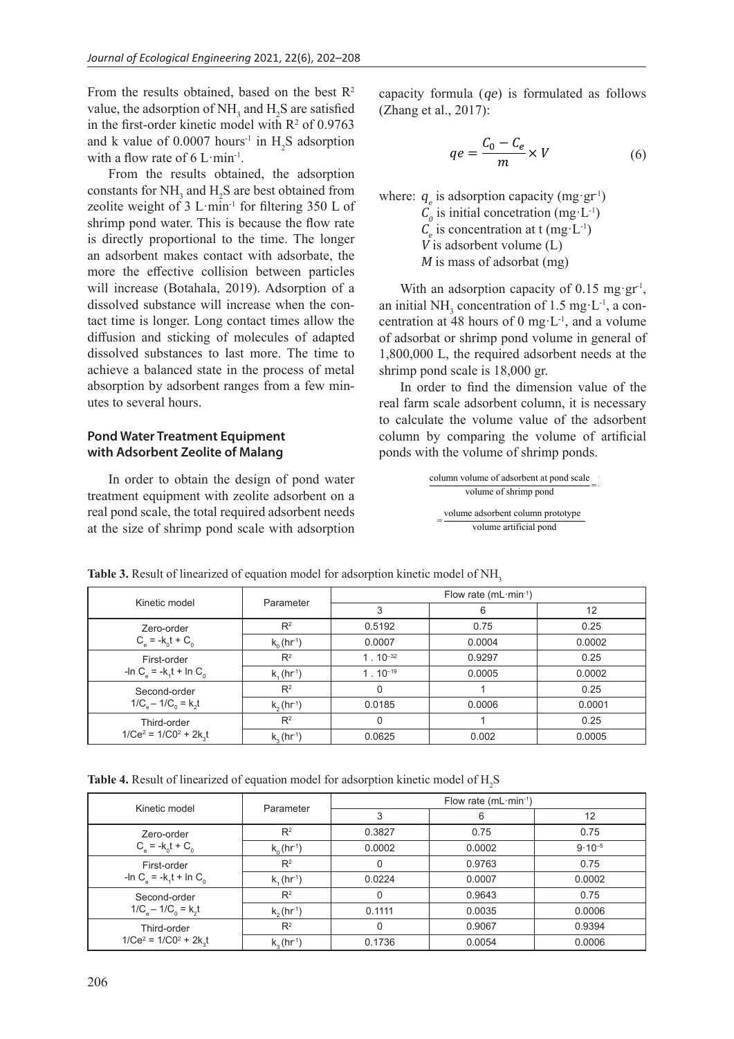From the results obtained, based on the best $R^2$ value, the adsorption of $NH_3$ and $H_2S$ are satisfied in the first-order kinetic model with $R^2$ of 0.9763 and k value of 0.0007 hours$^{-1}$ in $H_2S$ adsorption with a flow rate of 6 L·min$^{-1}$.

From the results obtained, the adsorption constants for $NH_3$ and $H_2S$ are best obtained from zeolite weight of 3 L·min$^{-1}$ for filtering 350 L of shrimp pond water. This is because the flow rate is directly proportional to the time. The longer an adsorbent makes contact with adsorbate, the more the effective collision between particles will increase (Botahala, 2019). Adsorption of a dissolved substance will increase when the contact time is longer. Long contact times allow the diffusion and sticking of molecules of adapted dissolved substances to last more. The time to achieve a balanced state in the process of metal absorption by adsorbent ranges from a few minutes to several hours.

## Pond Water Treatment Equipment with Adsorbent Zeolite of Malang

In order to obtain the design of pond water treatment equipment with zeolite adsorbent on a real pond scale, the total required adsorbent needs at the size of shrimp pond scale with adsorption capacity formula ($qe$) is formulated as follows (Zhang et al., 2017):

$$qe = \frac{C_0 - C_e}{m} \times V \tag{6}$$

where: $q_e$ is adsorption capacity (mg·gr$^{-1}$)
$C_0$ is initial concetration (mg·L$^{-1}$)
$C_e$ is concentration at t (mg·L$^{-1}$)
$V$ is adsorbent volume (L)
$M$ is mass of adsorbat (mg)

With an adsorption capacity of 0.15 mg·gr$^{-1}$, an initial $NH_3$ concentration of 1.5 mg·L$^{-1}$, a concentration at 48 hours of 0 mg·L$^{-1}$, and a volume of adsorbat or shrimp pond volume in general of 1,800,000 L, the required adsorbent needs at the shrimp pond scale is 18,000 gr.

In order to find the dimension value of the real farm scale adsorbent column, it is necessary to calculate the volume value of the adsorbent column by comparing the volume of artificial ponds with the volume of shrimp ponds.

$$\frac{\text{column volume of adsorbent at pond scale}}{\text{volume of shrimp pond}} = \frac{\text{volume adsorbent column prototype}}{\text{volume artificial pond}}$$

**Table 3.** Result of linearized of equation model for adsorption kinetic model of $NH_3$

| Kinetic model | Parameter | Flow rate (mL·min$^{-1}$) | | |
|---|---|---|---|---|
| | | 3 | 6 | 12 |
| Zero-order $C_e = -k_0t + C_0$ | $R^2$ | 0.5192 | 0.75 | 0.25 |
| | $k_0$ (hr$^{-1}$) | 0.0007 | 0.0004 | 0.0002 |
| First-order $-\ln C_e = -k_1t + \ln C_0$ | $R^2$ | $1 \cdot 10^{-32}$ | 0.9297 | 0.25 |
| | $k_1$ (hr$^{-1}$) | $1 \cdot 10^{-19}$ | 0.0005 | 0.0002 |
| Second-order $1/C_e - 1/C_0 = k_2t$ | $R^2$ | 0 | 1 | 0.25 |
| | $k_2$ (hr$^{-1}$) | 0.0185 | 0.0006 | 0.0001 |
| Third-order $1/Ce^2 = 1/C0^2 + 2k_3t$ | $R^2$ | 0 | 1 | 0.25 |
| | $k_3$ (hr$^{-1}$) | 0.0625 | 0.002 | 0.0005 |

**Table 4.** Result of linearized of equation model for adsorption kinetic model of $H_2S$

| Kinetic model | Parameter | Flow rate (mL·min$^{-1}$) | | |
|---|---|---|---|---|
| | | 3 | 6 | 12 |
| Zero-order $C_e = -k_0t + C_0$ | $R^2$ | 0.3827 | 0.75 | 0.75 |
| | $k_0$ (hr$^{-1}$) | 0.0002 | 0.0002 | $9 \cdot 10^{-5}$ |
| First-order $-\ln C_e = -k_1t + \ln C_0$ | $R^2$ | 0 | 0.9763 | 0.75 |
| | $k_1$ (hr$^{-1}$) | 0.0224 | 0.0007 | 0.0002 |
| Second-order $1/C_e - 1/C_0 = k_2t$ | $R^2$ | 0 | 0.9643 | 0.75 |
| | $k_2$ (hr$^{-1}$) | 0.1111 | 0.0035 | 0.0006 |
| Third-order $1/Ce^2 = 1/C0^2 + 2k_3t$ | $R^2$ | 0 | 0.9067 | 0.9394 |
| | $k_3$ (hr$^{-1}$) | 0.1736 | 0.0054 | 0.0006 |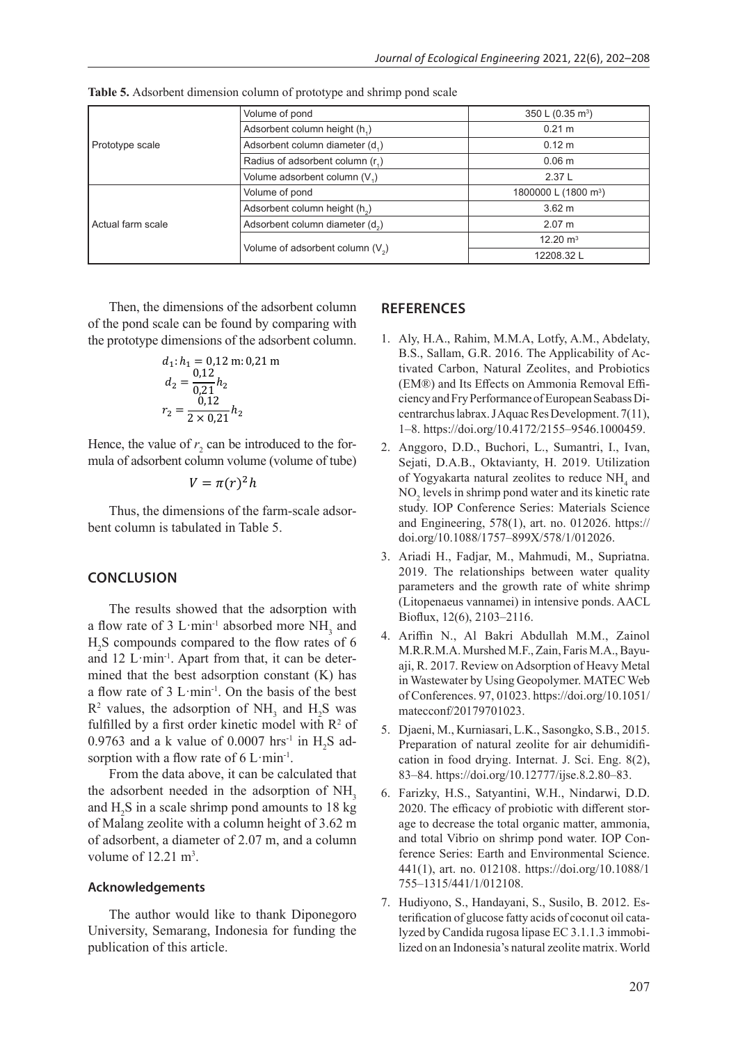**Table 5.** Adsorbent dimension column of prototype and shrimp pond scale

| | | |
|---|---|---|
| Prototype scale | Volume of pond | 350 L (0.35 m$^3$) |
| | Adsorbent column height ($h_1$) | 0.21 m |
| | Adsorbent column diameter ($d_1$) | 0.12 m |
| | Radius of adsorbent column ($r_1$) | 0.06 m |
| | Volume adsorbent column ($V_1$) | 2.37 L |
| Actual farm scale | Volume of pond | 1800000 L (1800 m$^3$) |
| | Adsorbent column height ($h_2$) | 3.62 m |
| | Adsorbent column diameter ($d_2$) | 2.07 m |
| | Volume of adsorbent column ($V_2$) | 12.20 m$^3$ |
| | | 12208.32 L |

Then, the dimensions of the adsorbent column of the pond scale can be found by comparing with the prototype dimensions of the adsorbent column.

$$d_1 : h_1 = 0{,}12 \text{ m} : 0{,}21 \text{ m}$$

$$d_2 = \frac{0{,}12}{0{,}21} h_2$$

$$r_2 = \frac{0{,}12}{2 \times 0{,}21} h_2$$

Hence, the value of $r_2$ can be introduced to the formula of adsorbent column volume (volume of tube)

$$V = \pi (r)^2 h$$

Thus, the dimensions of the farm-scale adsorbent column is tabulated in Table 5.

## CONCLUSION

The results showed that the adsorption with a flow rate of 3 L·min$^{-1}$ absorbed more $NH_3$ and $H_2S$ compounds compared to the flow rates of 6 and 12 L·min$^{-1}$. Apart from that, it can be determined that the best adsorption constant (K) has a flow rate of 3 L·min$^{-1}$. On the basis of the best $R^2$ values, the adsorption of $NH_3$ and $H_2S$ was fulfilled by a first order kinetic model with $R^2$ of 0.9763 and a k value of 0.0007 hrs$^{-1}$ in $H_2S$ adsorption with a flow rate of 6 L·min$^{-1}$.

From the data above, it can be calculated that the adsorbent needed in the adsorption of $NH_3$ and $H_2S$ in a scale shrimp pond amounts to 18 kg of Malang zeolite with a column height of 3.62 m of adsorbent, a diameter of 2.07 m, and a column volume of 12.21 m$^3$.

### Acknowledgements

The author would like to thank Diponegoro University, Semarang, Indonesia for funding the publication of this article.

## REFERENCES

1. Aly, H.A., Rahim, M.M.A, Lotfy, A.M., Abdelaty, B.S., Sallam, G.R. 2016. The Applicability of Activated Carbon, Natural Zeolites, and Probiotics (EM®) and Its Effects on Ammonia Removal Efficiency and Fry Performance of European Seabass Dicentrarchus labrax. J Aquac Res Development. 7(11), 1–8. https://doi.org/10.4172/2155–9546.1000459.
2. Anggoro, D.D., Buchori, L., Sumantri, I., Ivan, Sejati, D.A.B., Oktavianty, H. 2019. Utilization of Yogyakarta natural zeolites to reduce $NH_4$ and $NO_2$ levels in shrimp pond water and its kinetic rate study. IOP Conference Series: Materials Science and Engineering, 578(1), art. no. 012026. https://doi.org/10.1088/1757–899X/578/1/012026.
3. Ariadi H., Fadjar, M., Mahmudi, M., Supriatna. 2019. The relationships between water quality parameters and the growth rate of white shrimp (Litopenaeus vannamei) in intensive ponds. AACL Bioflux, 12(6), 2103–2116.
4. Ariffin N., Al Bakri Abdullah M.M., Zainol M.R.R.M.A. Murshed M.F., Zain, Faris M.A., Bayuaji, R. 2017. Review on Adsorption of Heavy Metal in Wastewater by Using Geopolymer. MATEC Web of Conferences. 97, 01023. https://doi.org/10.1051/matecconf/20179701023.
5. Djaeni, M., Kurniasari, L.K., Sasongko, S.B., 2015. Preparation of natural zeolite for air dehumidification in food drying. Internat. J. Sci. Eng. 8(2), 83–84. https://doi.org/10.12777/ijse.8.2.80–83.
6. Farizky, H.S., Satyantini, W.H., Nindarwi, D.D. 2020. The efficacy of probiotic with different storage to decrease the total organic matter, ammonia, and total Vibrio on shrimp pond water. IOP Conference Series: Earth and Environmental Science. 441(1), art. no. 012108. https://doi.org/10.1088/1755–1315/441/1/012108.
7. Hudiyono, S., Handayani, S., Susilo, B. 2012. Esterification of glucose fatty acids of coconut oil catalyzed by Candida rugosa lipase EC 3.1.1.3 immobilized on an Indonesia's natural zeolite matrix. World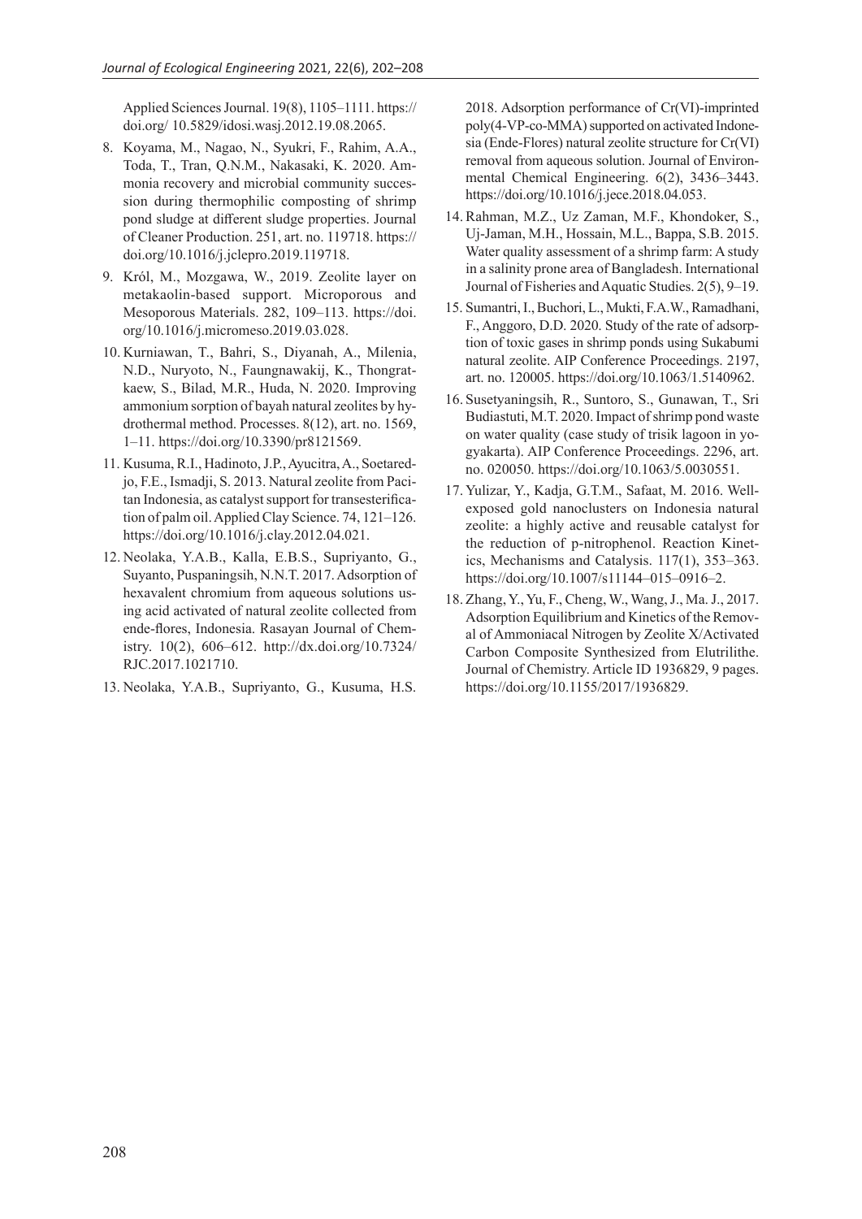Applied Sciences Journal. 19(8), 1105–1111. https://doi.org/ 10.5829/idosi.wasj.2012.19.08.2065.

8. Koyama, M., Nagao, N., Syukri, F., Rahim, A.A., Toda, T., Tran, Q.N.M., Nakasaki, K. 2020. Ammonia recovery and microbial community succession during thermophilic composting of shrimp pond sludge at different sludge properties. Journal of Cleaner Production. 251, art. no. 119718. https://doi.org/10.1016/j.jclepro.2019.119718.
9. Król, M., Mozgawa, W., 2019. Zeolite layer on metakaolin-based support. Microporous and Mesoporous Materials. 282, 109–113. https://doi.org/10.1016/j.micromeso.2019.03.028.
10. Kurniawan, T., Bahri, S., Diyanah, A., Milenia, N.D., Nuryoto, N., Faungnawakij, K., Thongratkaew, S., Bilad, M.R., Huda, N. 2020. Improving ammonium sorption of bayah natural zeolites by hydrothermal method. Processes. 8(12), art. no. 1569, 1–11. https://doi.org/10.3390/pr8121569.
11. Kusuma, R.I., Hadinoto, J.P., Ayucitra, A., Soetaredjo, F.E., Ismadji, S. 2013. Natural zeolite from Pacitan Indonesia, as catalyst support for transesterification of palm oil. Applied Clay Science. 74, 121–126. https://doi.org/10.1016/j.clay.2012.04.021.
12. Neolaka, Y.A.B., Kalla, E.B.S., Supriyanto, G., Suyanto, Puspaningsih, N.N.T. 2017. Adsorption of hexavalent chromium from aqueous solutions using acid activated of natural zeolite collected from ende-flores, Indonesia. Rasayan Journal of Chemistry. 10(2), 606–612. http://dx.doi.org/10.7324/RJC.2017.1021710.
13. Neolaka, Y.A.B., Supriyanto, G., Kusuma, H.S. 2018. Adsorption performance of Cr(VI)-imprinted poly(4-VP-co-MMA) supported on activated Indonesia (Ende-Flores) natural zeolite structure for Cr(VI) removal from aqueous solution. Journal of Environmental Chemical Engineering. 6(2), 3436–3443. https://doi.org/10.1016/j.jece.2018.04.053.
14. Rahman, M.Z., Uz Zaman, M.F., Khondoker, S., Uj-Jaman, M.H., Hossain, M.L., Bappa, S.B. 2015. Water quality assessment of a shrimp farm: A study in a salinity prone area of Bangladesh. International Journal of Fisheries and Aquatic Studies. 2(5), 9–19.
15. Sumantri, I., Buchori, L., Mukti, F.A.W., Ramadhani, F., Anggoro, D.D. 2020. Study of the rate of adsorption of toxic gases in shrimp ponds using Sukabumi natural zeolite. AIP Conference Proceedings. 2197, art. no. 120005. https://doi.org/10.1063/1.5140962.
16. Susetyaningsih, R., Suntoro, S., Gunawan, T., Sri Budiastuti, M.T. 2020. Impact of shrimp pond waste on water quality (case study of trisik lagoon in yogyakarta). AIP Conference Proceedings. 2296, art. no. 020050. https://doi.org/10.1063/5.0030551.
17. Yulizar, Y., Kadja, G.T.M., Safaat, M. 2016. Well-exposed gold nanoclusters on Indonesia natural zeolite: a highly active and reusable catalyst for the reduction of p-nitrophenol. Reaction Kinetics, Mechanisms and Catalysis. 117(1), 353–363. https://doi.org/10.1007/s11144–015–0916–2.
18. Zhang, Y., Yu, F., Cheng, W., Wang, J., Ma. J., 2017. Adsorption Equilibrium and Kinetics of the Removal of Ammoniacal Nitrogen by Zeolite X/Activated Carbon Composite Synthesized from Elutrilithe. Journal of Chemistry. Article ID 1936829, 9 pages. https://doi.org/10.1155/2017/1936829.